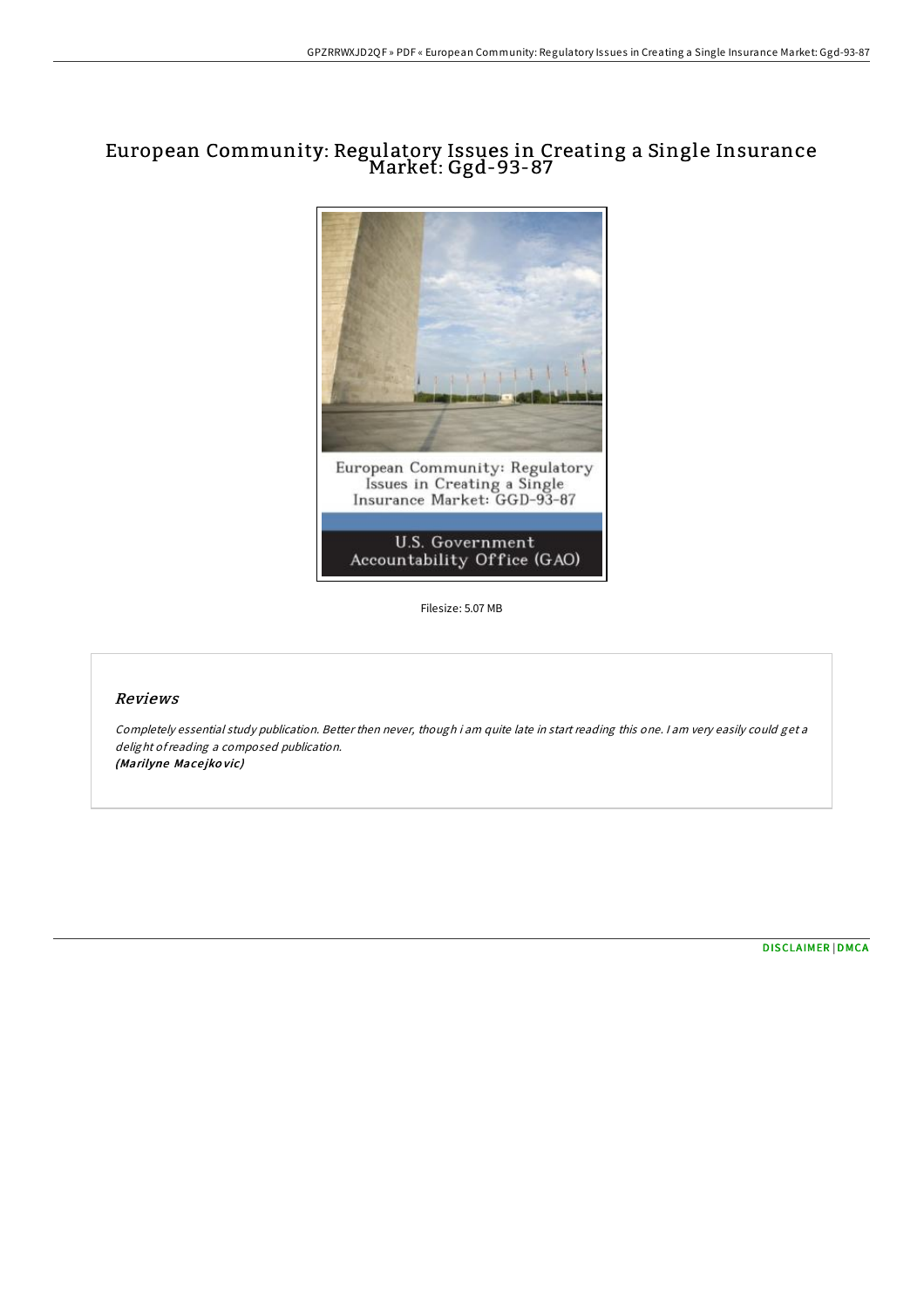# European Community: Regulatory Issues in Creating a Single Insurance Market: Ggd-93-87

European Community: Regulatory Issues in Creating a Single Insurance Market: GGD-93-87

U.S. Government Accountability Office (GAO)

Filesize: 5.07 MB

## *Reviews*

*Completely essential study publication. Better then never, though i am quite late in start reading this one. I am very easily could get a delight of reading a composed publication.*
***(Marilyne Macejkovic)***

DISCLAIMER | DMCA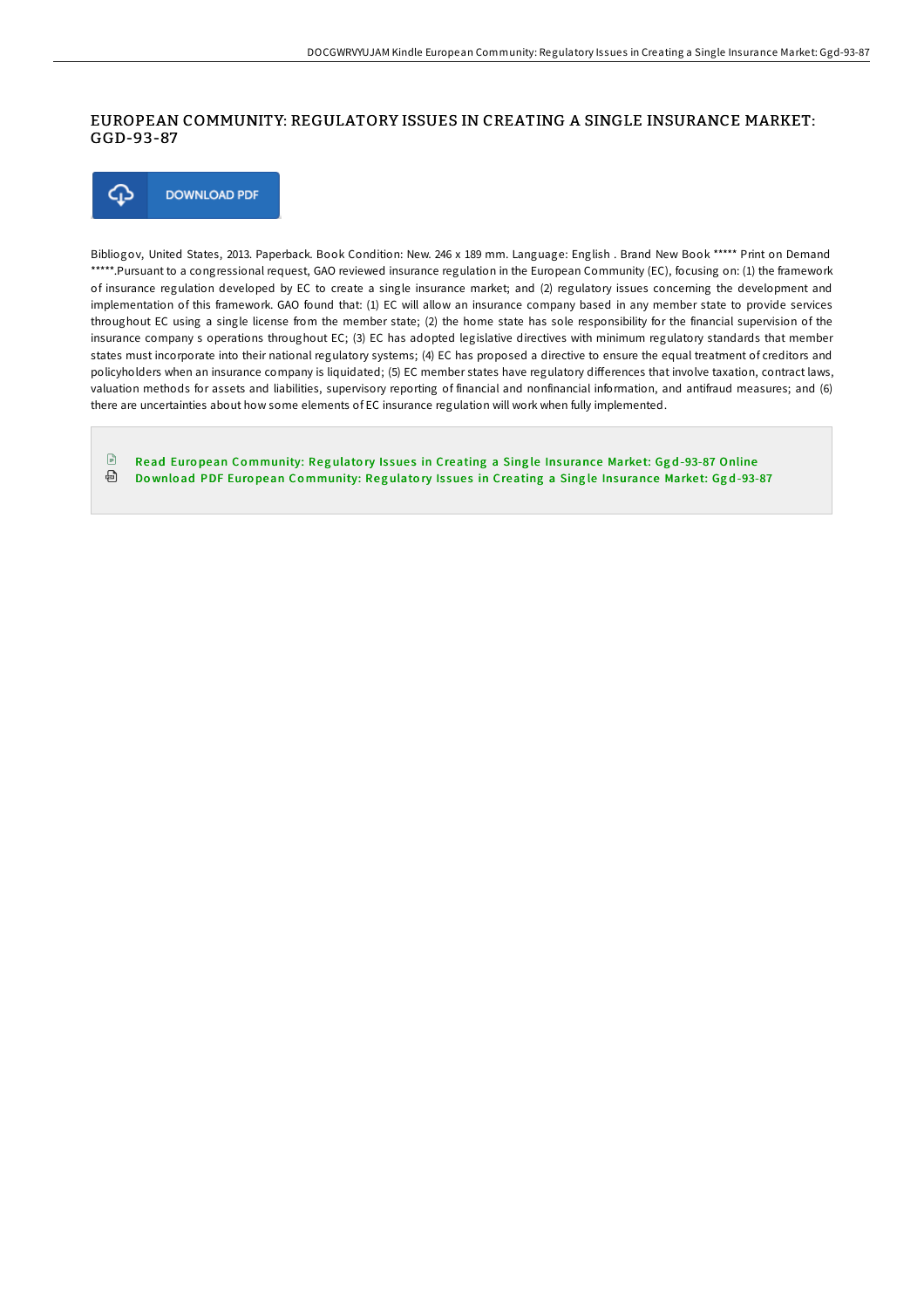# EUROPEAN COMMUNITY: REGULATORY ISSUES IN CREATING A SINGLE INSURANCE MARKET: GGD-93-87

DOWNLOAD PDF

Bibliogov, United States, 2013. Paperback. Book Condition: New. 246 x 189 mm. Language: English . Brand New Book ***** Print on Demand *****.Pursuant to a congressional request, GAO reviewed insurance regulation in the European Community (EC), focusing on: (1) the framework of insurance regulation developed by EC to create a single insurance market; and (2) regulatory issues concerning the development and implementation of this framework. GAO found that: (1) EC will allow an insurance company based in any member state to provide services throughout EC using a single license from the member state; (2) the home state has sole responsibility for the financial supervision of the insurance company s operations throughout EC; (3) EC has adopted legislative directives with minimum regulatory standards that member states must incorporate into their national regulatory systems; (4) EC has proposed a directive to ensure the equal treatment of creditors and policyholders when an insurance company is liquidated; (5) EC member states have regulatory differences that involve taxation, contract laws, valuation methods for assets and liabilities, supervisory reporting of financial and nonfinancial information, and antifraud measures; and (6) there are uncertainties about how some elements of EC insurance regulation will work when fully implemented.

Read European Community: Regulatory Issues in Creating a Single Insurance Market: Ggd-93-87 Online

Download PDF European Community: Regulatory Issues in Creating a Single Insurance Market: Ggd-93-87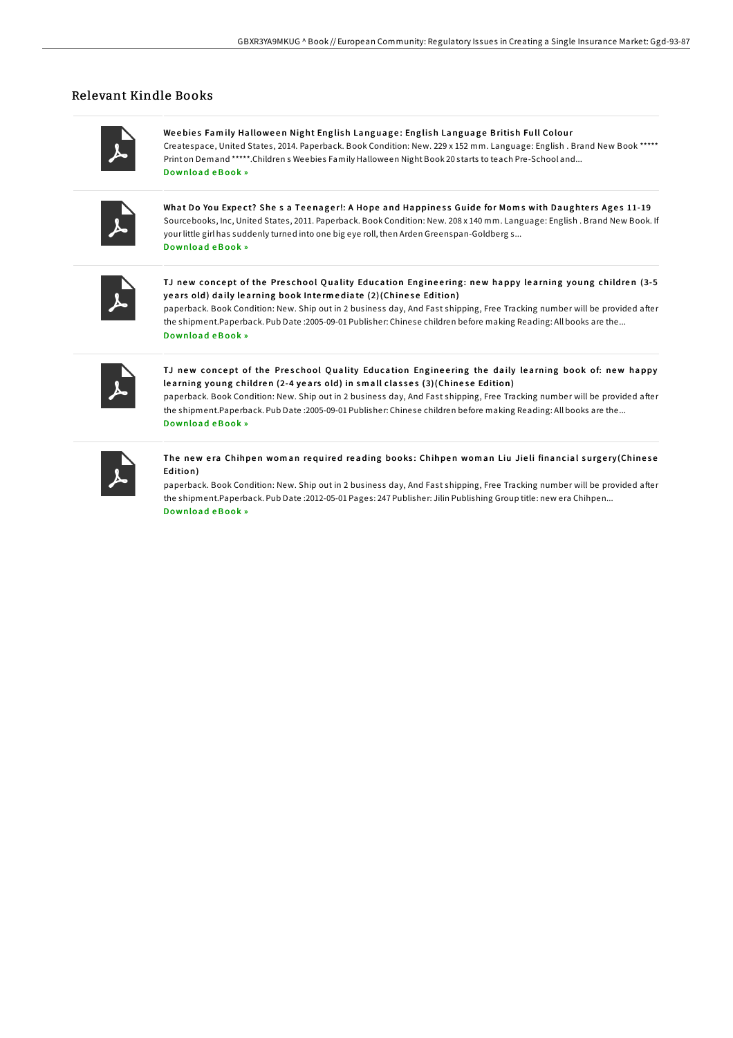## Relevant Kindle Books

**Weebies Family Halloween Night English Language: English Language British Full Colour**
Createspace, United States, 2014. Paperback. Book Condition: New. 229 x 152 mm. Language: English . Brand New Book ***** Print on Demand *****.Children s Weebies Family Halloween Night Book 20 starts to teach Pre-School and...
Download eBook »

**What Do You Expect? She s a Teenager!: A Hope and Happiness Guide for Moms with Daughters Ages 11-19**
Sourcebooks, Inc, United States, 2011. Paperback. Book Condition: New. 208 x 140 mm. Language: English . Brand New Book. If your little girl has suddenly turned into one big eye roll, then Arden Greenspan-Goldberg s...
Download eBook »

**TJ new concept of the Preschool Quality Education Engineering: new happy learning young children (3-5 years old) daily learning book Intermediate (2)(Chinese Edition)**
paperback. Book Condition: New. Ship out in 2 business day, And Fast shipping, Free Tracking number will be provided after the shipment.Paperback. Pub Date :2005-09-01 Publisher: Chinese children before making Reading: All books are the...
Download eBook »

**TJ new concept of the Preschool Quality Education Engineering the daily learning book of: new happy learning young children (2-4 years old) in small classes (3)(Chinese Edition)**
paperback. Book Condition: New. Ship out in 2 business day, And Fast shipping, Free Tracking number will be provided after the shipment.Paperback. Pub Date :2005-09-01 Publisher: Chinese children before making Reading: All books are the...
Download eBook »

**The new era Chihpen woman required reading books: Chihpen woman Liu Jieli financial surgery(Chinese Edition)**
paperback. Book Condition: New. Ship out in 2 business day, And Fast shipping, Free Tracking number will be provided after the shipment.Paperback. Pub Date :2012-05-01 Pages: 247 Publisher: Jilin Publishing Group title: new era Chihpen...
Download eBook »